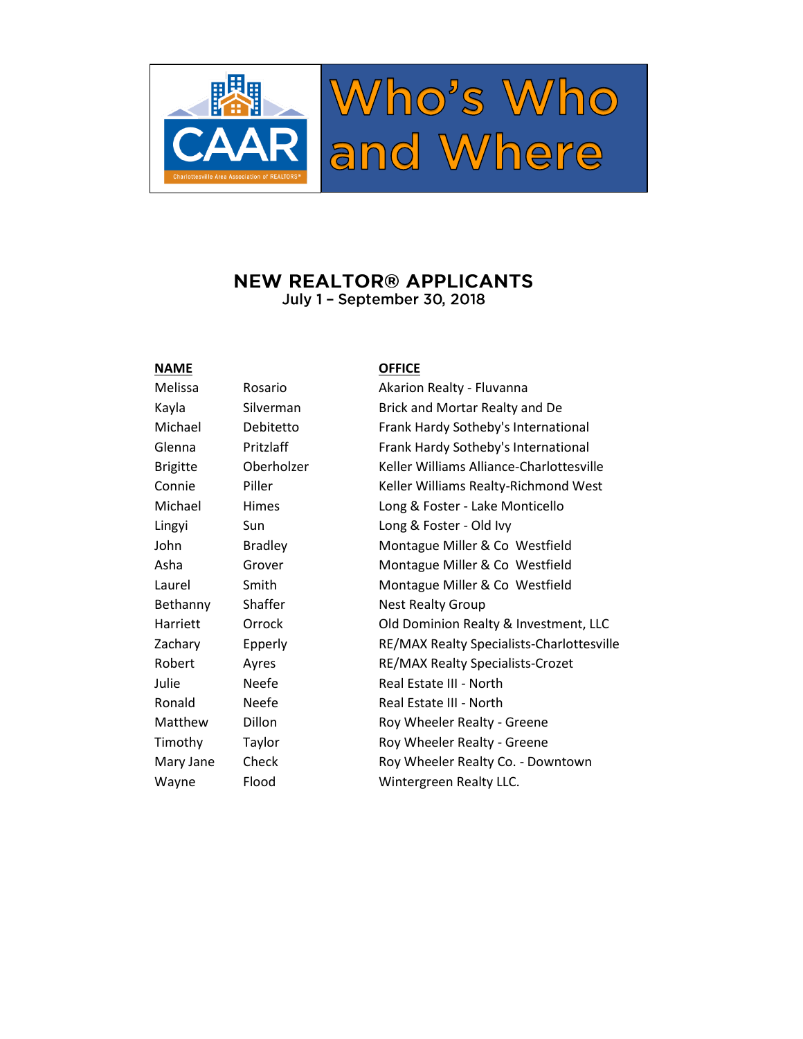CAAR

Charlottesville Area Association of REALTORS®

# Who's Who and Where

## NEW REALTOR® APPLICANTS

July 1 – September 30, 2018

| NAME | | OFFICE |
|---|---|---|
| Melissa | Rosario | Akarion Realty - Fluvanna |
| Kayla | Silverman | Brick and Mortar Realty and De |
| Michael | Debitetto | Frank Hardy Sotheby's International |
| Glenna | Pritzlaff | Frank Hardy Sotheby's International |
| Brigitte | Oberholzer | Keller Williams Alliance-Charlottesville |
| Connie | Piller | Keller Williams Realty-Richmond West |
| Michael | Himes | Long & Foster - Lake Monticello |
| Lingyi | Sun | Long & Foster - Old Ivy |
| John | Bradley | Montague Miller & Co Westfield |
| Asha | Grover | Montague Miller & Co Westfield |
| Laurel | Smith | Montague Miller & Co Westfield |
| Bethanny | Shaffer | Nest Realty Group |
| Harriett | Orrock | Old Dominion Realty & Investment, LLC |
| Zachary | Epperly | RE/MAX Realty Specialists-Charlottesville |
| Robert | Ayres | RE/MAX Realty Specialists-Crozet |
| Julie | Neefe | Real Estate III - North |
| Ronald | Neefe | Real Estate III - North |
| Matthew | Dillon | Roy Wheeler Realty - Greene |
| Timothy | Taylor | Roy Wheeler Realty - Greene |
| Mary Jane | Check | Roy Wheeler Realty Co. - Downtown |
| Wayne | Flood | Wintergreen Realty LLC. |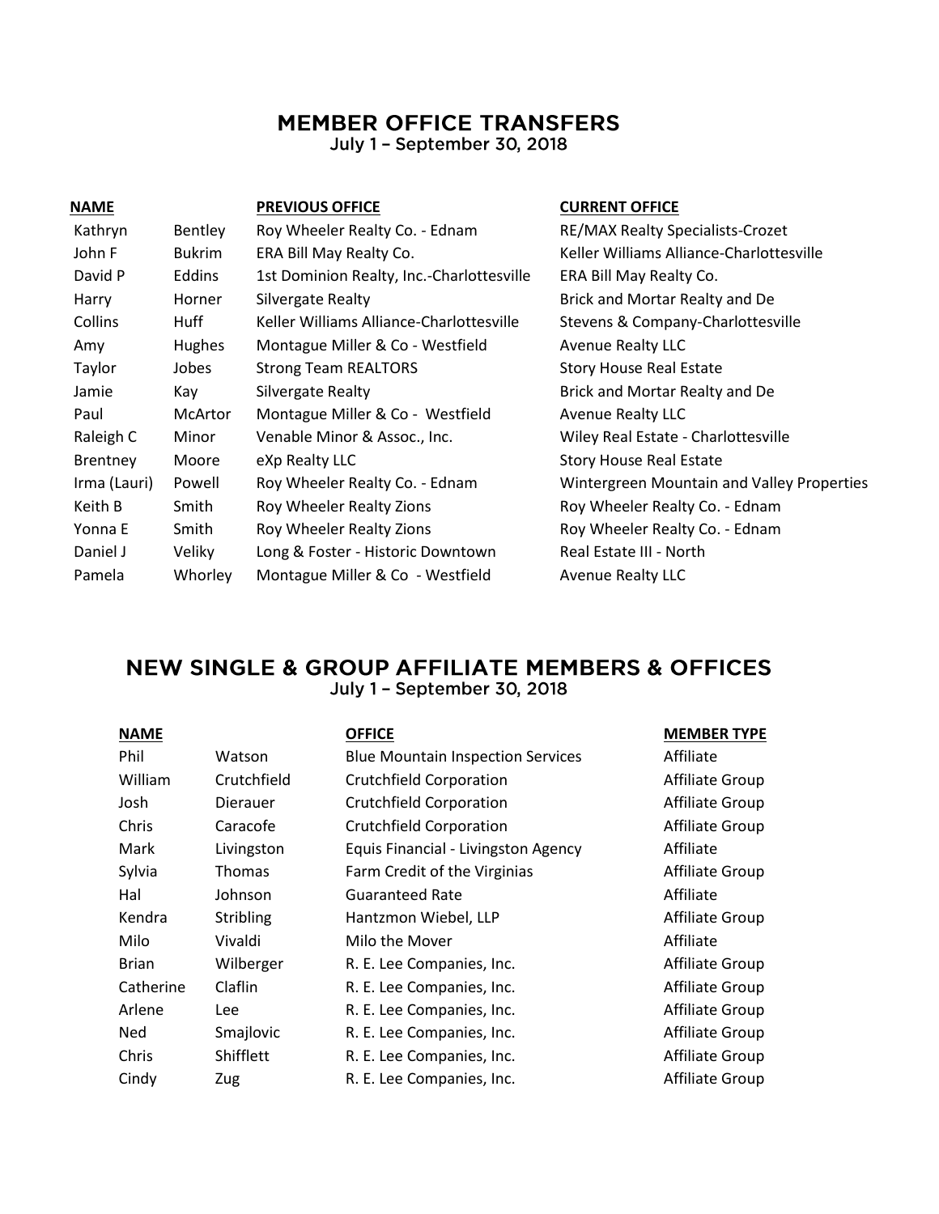## MEMBER OFFICE TRANSFERS

July 1 – September 30, 2018

| NAME | | PREVIOUS OFFICE | CURRENT OFFICE |
|---|---|---|---|
| Kathryn | Bentley | Roy Wheeler Realty Co. - Ednam | RE/MAX Realty Specialists-Crozet |
| John F | Bukrim | ERA Bill May Realty Co. | Keller Williams Alliance-Charlottesville |
| David P | Eddins | 1st Dominion Realty, Inc.-Charlottesville | ERA Bill May Realty Co. |
| Harry | Horner | Silvergate Realty | Brick and Mortar Realty and De |
| Collins | Huff | Keller Williams Alliance-Charlottesville | Stevens & Company-Charlottesville |
| Amy | Hughes | Montague Miller & Co - Westfield | Avenue Realty LLC |
| Taylor | Jobes | Strong Team REALTORS | Story House Real Estate |
| Jamie | Kay | Silvergate Realty | Brick and Mortar Realty and De |
| Paul | McArtor | Montague Miller & Co - Westfield | Avenue Realty LLC |
| Raleigh C | Minor | Venable Minor & Assoc., Inc. | Wiley Real Estate - Charlottesville |
| Brentney | Moore | eXp Realty LLC | Story House Real Estate |
| Irma (Lauri) | Powell | Roy Wheeler Realty Co. - Ednam | Wintergreen Mountain and Valley Properties |
| Keith B | Smith | Roy Wheeler Realty Zions | Roy Wheeler Realty Co. - Ednam |
| Yonna E | Smith | Roy Wheeler Realty Zions | Roy Wheeler Realty Co. - Ednam |
| Daniel J | Veliky | Long & Foster - Historic Downtown | Real Estate III - North |
| Pamela | Whorley | Montague Miller & Co - Westfield | Avenue Realty LLC |

## NEW SINGLE & GROUP AFFILIATE MEMBERS & OFFICES

July 1 – September 30, 2018

| NAME | | OFFICE | MEMBER TYPE |
|---|---|---|---|
| Phil | Watson | Blue Mountain Inspection Services | Affiliate |
| William | Crutchfield | Crutchfield Corporation | Affiliate Group |
| Josh | Dierauer | Crutchfield Corporation | Affiliate Group |
| Chris | Caracofe | Crutchfield Corporation | Affiliate Group |
| Mark | Livingston | Equis Financial - Livingston Agency | Affiliate |
| Sylvia | Thomas | Farm Credit of the Virginias | Affiliate Group |
| Hal | Johnson | Guaranteed Rate | Affiliate |
| Kendra | Stribling | Hantzmon Wiebel, LLP | Affiliate Group |
| Milo | Vivaldi | Milo the Mover | Affiliate |
| Brian | Wilberger | R. E. Lee Companies, Inc. | Affiliate Group |
| Catherine | Claflin | R. E. Lee Companies, Inc. | Affiliate Group |
| Arlene | Lee | R. E. Lee Companies, Inc. | Affiliate Group |
| Ned | Smajlovic | R. E. Lee Companies, Inc. | Affiliate Group |
| Chris | Shifflett | R. E. Lee Companies, Inc. | Affiliate Group |
| Cindy | Zug | R. E. Lee Companies, Inc. | Affiliate Group |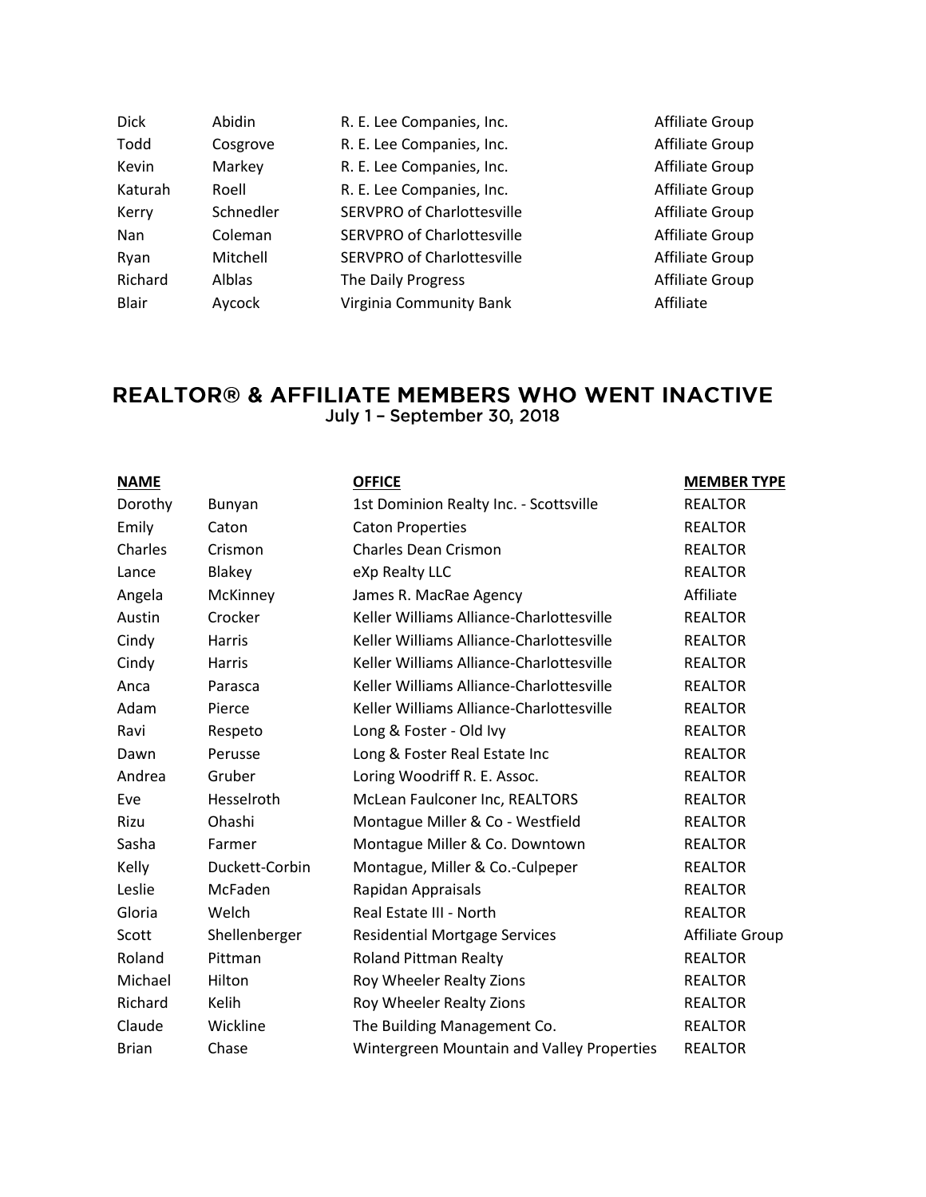| | | | |
|---|---|---|---|
| Dick | Abidin | R. E. Lee Companies, Inc. | Affiliate Group |
| Todd | Cosgrove | R. E. Lee Companies, Inc. | Affiliate Group |
| Kevin | Markey | R. E. Lee Companies, Inc. | Affiliate Group |
| Katurah | Roell | R. E. Lee Companies, Inc. | Affiliate Group |
| Kerry | Schnedler | SERVPRO of Charlottesville | Affiliate Group |
| Nan | Coleman | SERVPRO of Charlottesville | Affiliate Group |
| Ryan | Mitchell | SERVPRO of Charlottesville | Affiliate Group |
| Richard | Alblas | The Daily Progress | Affiliate Group |
| Blair | Aycock | Virginia Community Bank | Affiliate |

## REALTOR® & AFFILIATE MEMBERS WHO WENT INACTIVE

July 1 – September 30, 2018

| **NAME** | | **OFFICE** | **MEMBER TYPE** |
|---|---|---|---|
| Dorothy | Bunyan | 1st Dominion Realty Inc. - Scottsville | REALTOR |
| Emily | Caton | Caton Properties | REALTOR |
| Charles | Crismon | Charles Dean Crismon | REALTOR |
| Lance | Blakey | eXp Realty LLC | REALTOR |
| Angela | McKinney | James R. MacRae Agency | Affiliate |
| Austin | Crocker | Keller Williams Alliance-Charlottesville | REALTOR |
| Cindy | Harris | Keller Williams Alliance-Charlottesville | REALTOR |
| Cindy | Harris | Keller Williams Alliance-Charlottesville | REALTOR |
| Anca | Parasca | Keller Williams Alliance-Charlottesville | REALTOR |
| Adam | Pierce | Keller Williams Alliance-Charlottesville | REALTOR |
| Ravi | Respeto | Long & Foster - Old Ivy | REALTOR |
| Dawn | Perusse | Long & Foster Real Estate Inc | REALTOR |
| Andrea | Gruber | Loring Woodriff R. E. Assoc. | REALTOR |
| Eve | Hesselroth | McLean Faulconer Inc, REALTORS | REALTOR |
| Rizu | Ohashi | Montague Miller & Co - Westfield | REALTOR |
| Sasha | Farmer | Montague Miller & Co. Downtown | REALTOR |
| Kelly | Duckett-Corbin | Montague, Miller & Co.-Culpeper | REALTOR |
| Leslie | McFaden | Rapidan Appraisals | REALTOR |
| Gloria | Welch | Real Estate III - North | REALTOR |
| Scott | Shellenberger | Residential Mortgage Services | Affiliate Group |
| Roland | Pittman | Roland Pittman Realty | REALTOR |
| Michael | Hilton | Roy Wheeler Realty Zions | REALTOR |
| Richard | Kelih | Roy Wheeler Realty Zions | REALTOR |
| Claude | Wickline | The Building Management Co. | REALTOR |
| Brian | Chase | Wintergreen Mountain and Valley Properties | REALTOR |